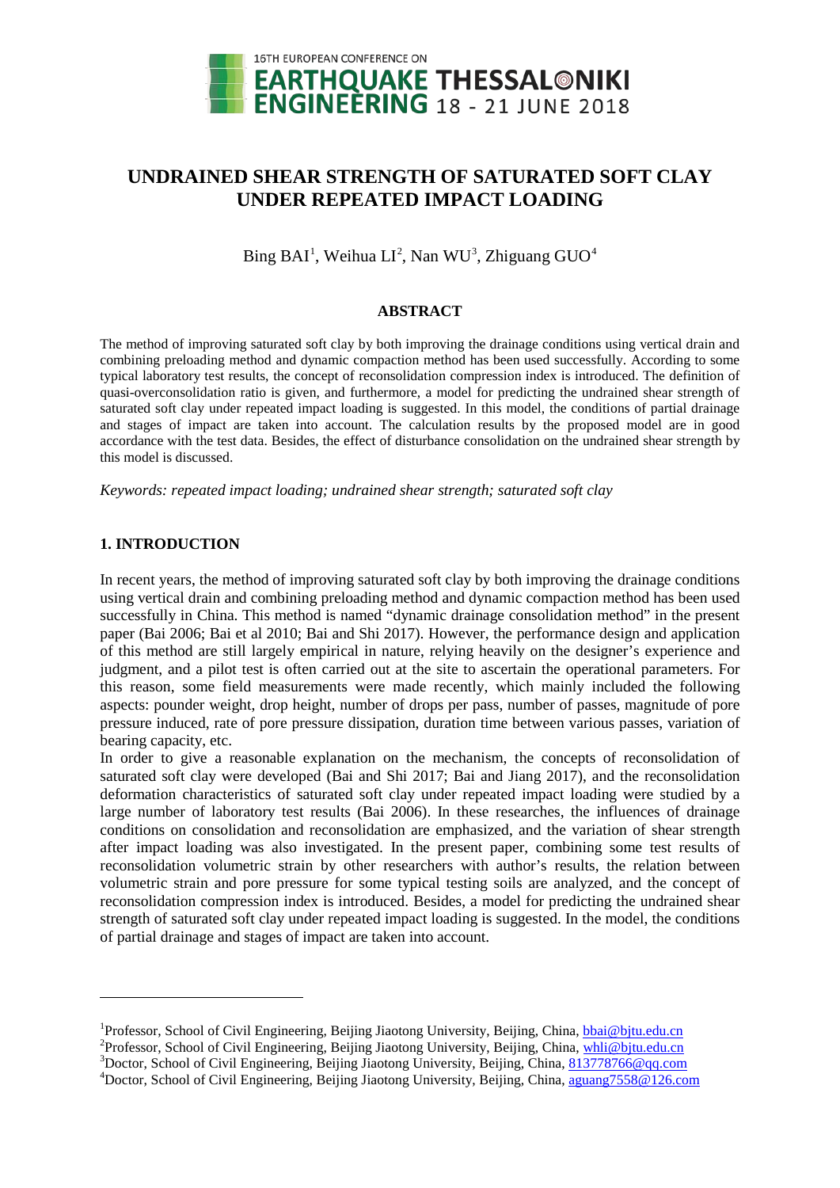# UNDRAINED SHEAR STRENGTH OF SATURATED SOFT CLAY UNDER REPEATED IMPACT LOADING

Bing BAI[1], Weihua LI[2], Nan WU[3], Zhiguang GUO[4]

## ABSTRACT

The method of improving saturated soft clay by both improving the drainage conditions using vertical drain and combining preloading method and dynamic compaction method has been used successfully. According to some typical laboratory test results, the concept of reconsolidation compression index is introduced. The definition of quasi-overconsolidation ratio is given, and furthermore, a model for predicting the undrained shear strength of saturated soft clay under repeated impact loading is suggested. In this model, the conditions of partial drainage and stages of impact are taken into account. The calculation results by the proposed model are in good accordance with the test data. Besides, the effect of disturbance consolidation on the undrained shear strength by this model is discussed.

*Keywords: repeated impact loading; undrained shear strength; saturated soft clay*

## 1. INTRODUCTION

In recent years, the method of improving saturated soft clay by both improving the drainage conditions using vertical drain and combining preloading method and dynamic compaction method has been used successfully in China. This method is named "dynamic drainage consolidation method" in the present paper (Bai 2006; Bai et al 2010; Bai and Shi 2017). However, the performance design and application of this method are still largely empirical in nature, relying heavily on the designer's experience and judgment, and a pilot test is often carried out at the site to ascertain the operational parameters. For this reason, some field measurements were made recently, which mainly included the following aspects: pounder weight, drop height, number of drops per pass, number of passes, magnitude of pore pressure induced, rate of pore pressure dissipation, duration time between various passes, variation of bearing capacity, etc.

In order to give a reasonable explanation on the mechanism, the concepts of reconsolidation of saturated soft clay were developed (Bai and Shi 2017; Bai and Jiang 2017), and the reconsolidation deformation characteristics of saturated soft clay under repeated impact loading were studied by a large number of laboratory test results (Bai 2006). In these researches, the influences of drainage conditions on consolidation and reconsolidation are emphasized, and the variation of shear strength after impact loading was also investigated. In the present paper, combining some test results of reconsolidation volumetric strain by other researchers with author's results, the relation between volumetric strain and pore pressure for some typical testing soils are analyzed, and the concept of reconsolidation compression index is introduced. Besides, a model for predicting the undrained shear strength of saturated soft clay under repeated impact loading is suggested. In the model, the conditions of partial drainage and stages of impact are taken into account.

---

[1]Professor, School of Civil Engineering, Beijing Jiaotong University, Beijing, China, bbai@bjtu.edu.cn

[2]Professor, School of Civil Engineering, Beijing Jiaotong University, Beijing, China, whli@bjtu.edu.cn

[3]Doctor, School of Civil Engineering, Beijing Jiaotong University, Beijing, China, 813778766@qq.com

[4]Doctor, School of Civil Engineering, Beijing Jiaotong University, Beijing, China, aguang7558@126.com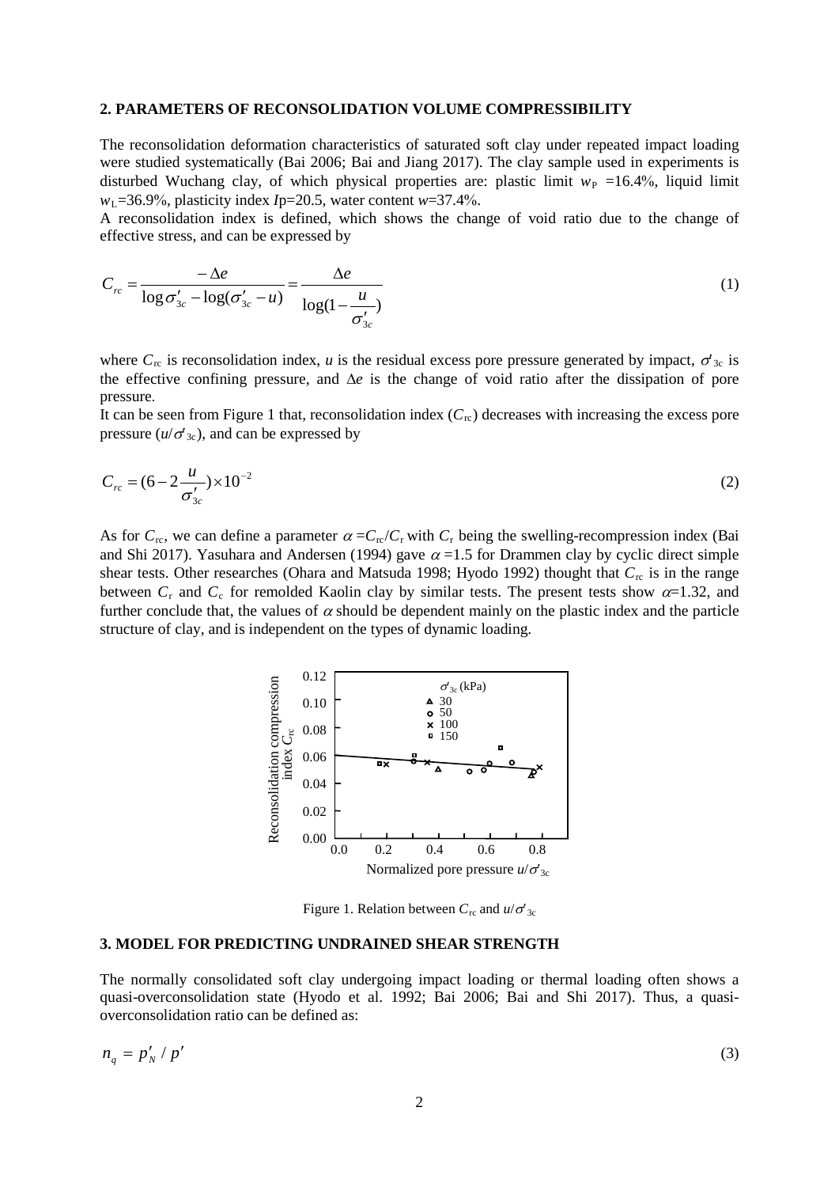## 2. PARAMETERS OF RECONSOLIDATION VOLUME COMPRESSIBILITY

The reconsolidation deformation characteristics of saturated soft clay under repeated impact loading were studied systematically (Bai 2006; Bai and Jiang 2017). The clay sample used in experiments is disturbed Wuchang clay, of which physical properties are: plastic limit $w_P$ =16.4%, liquid limit $w_L$=36.9%, plasticity index $I$p=20.5, water content $w$=37.4%.

A reconsolidation index is defined, which shows the change of void ratio due to the change of effective stress, and can be expressed by

$$C_{rc} = \frac{-\Delta e}{\log \sigma'_{3c} - \log(\sigma'_{3c} - u)} = \frac{\Delta e}{\log(1 - \frac{u}{\sigma'_{3c}})} \tag{1}$$

where $C_{rc}$ is reconsolidation index, $u$ is the residual excess pore pressure generated by impact, $\sigma'_{3c}$ is the effective confining pressure, and $\Delta e$ is the change of void ratio after the dissipation of pore pressure.

It can be seen from Figure 1 that, reconsolidation index ($C_{rc}$) decreases with increasing the excess pore pressure ($u/\sigma'_{3c}$), and can be expressed by

$$C_{rc} = (6 - 2\frac{u}{\sigma'_{3c}}) \times 10^{-2} \tag{2}$$

As for $C_{rc}$, we can define a parameter $\alpha = C_{rc}/C_r$ with $C_r$ being the swelling-recompression index (Bai and Shi 2017). Yasuhara and Andersen (1994) gave $\alpha$ =1.5 for Drammen clay by cyclic direct simple shear tests. Other researches (Ohara and Matsuda 1998; Hyodo 1992) thought that $C_{rc}$ is in the range between $C_r$ and $C_c$ for remolded Kaolin clay by similar tests. The present tests show $\alpha$=1.32, and further conclude that, the values of $\alpha$ should be dependent mainly on the plastic index and the particle structure of clay, and is independent on the types of dynamic loading.

Figure 1. Relation between $C_{rc}$ and $u/\sigma'_{3c}$

## 3. MODEL FOR PREDICTING UNDRAINED SHEAR STRENGTH

The normally consolidated soft clay undergoing impact loading or thermal loading often shows a quasi-overconsolidation state (Hyodo et al. 1992; Bai 2006; Bai and Shi 2017). Thus, a quasi-overconsolidation ratio can be defined as:

$$n_q = p'_N / p' \tag{3}$$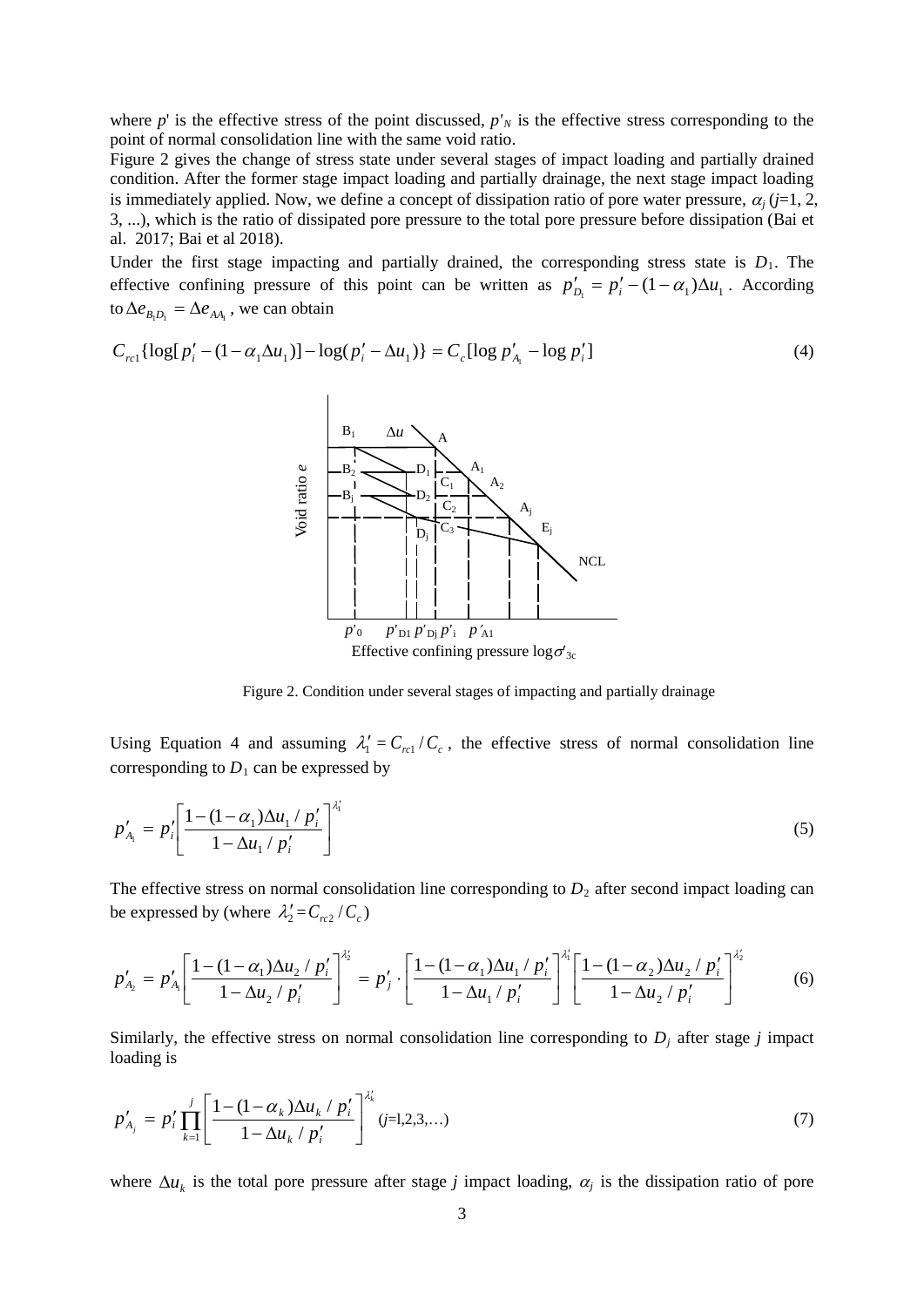where $p'$ is the effective stress of the point discussed, $p'_N$ is the effective stress corresponding to the point of normal consolidation line with the same void ratio.

Figure 2 gives the change of stress state under several stages of impact loading and partially drained condition. After the former stage impact loading and partially drainage, the next stage impact loading is immediately applied. Now, we define a concept of dissipation ratio of pore water pressure, $\alpha_j$ ($j$=1, 2, 3, ...), which is the ratio of dissipated pore pressure to the total pore pressure before dissipation (Bai et al. 2017; Bai et al 2018).

Under the first stage impacting and partially drained, the corresponding stress state is $D_1$. The effective confining pressure of this point can be written as $p'_{D_1} = p'_i - (1-\alpha_1)\Delta u_1$. According to $\Delta e_{B_1D_1} = \Delta e_{AA_1}$, we can obtain

$$C_{rc1}\{\log[p'_i - (1-\alpha_1\Delta u_1)] - \log(p'_i - \Delta u_1)\} = C_c[\log p'_{A_1} - \log p'_i] \tag{4}$$

Figure 2. Condition under several stages of impacting and partially drainage

Using Equation 4 and assuming $\lambda'_1 = C_{rc1}/C_c$, the effective stress of normal consolidation line corresponding to $D_1$ can be expressed by

$$p'_{A_1} = p'_i \left[\frac{1-(1-\alpha_1)\Delta u_1/p'_i}{1-\Delta u_1/p'_i}\right]^{\lambda'_1} \tag{5}$$

The effective stress on normal consolidation line corresponding to $D_2$ after second impact loading can be expressed by (where $\lambda'_2 = C_{rc2}/C_c$)

$$p'_{A_2} = p'_{A_1}\left[\frac{1-(1-\alpha_1)\Delta u_2/p'_i}{1-\Delta u_2/p'_i}\right]^{\lambda'_2} = p'_j \cdot \left[\frac{1-(1-\alpha_1)\Delta u_1/p'_i}{1-\Delta u_1/p'_i}\right]^{\lambda'_1}\left[\frac{1-(1-\alpha_2)\Delta u_2/p'_i}{1-\Delta u_2/p'_i}\right]^{\lambda'_2} \tag{6}$$

Similarly, the effective stress on normal consolidation line corresponding to $D_j$ after stage $j$ impact loading is

$$p'_{A_j} = p'_i \prod_{k=1}^{j}\left[\frac{1-(1-\alpha_k)\Delta u_k/p'_i}{1-\Delta u_k/p'_i}\right]^{\lambda'_k} \quad (j=1,2,3,\ldots) \tag{7}$$

where $\Delta u_k$ is the total pore pressure after stage $j$ impact loading, $\alpha_j$ is the dissipation ratio of pore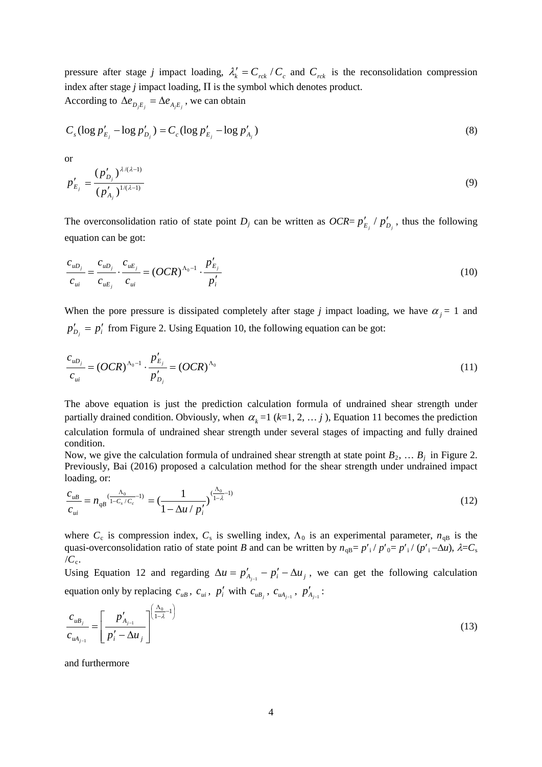pressure after stage $j$ impact loading, $\lambda_k' = C_{rck} / C_c$ and $C_{rck}$ is the reconsolidation compression index after stage $j$ impact loading, $\Pi$ is the symbol which denotes product.

According to $\Delta e_{D_j E_j} = \Delta e_{A_j E_j}$, we can obtain

$$C_s (\log p'_{E_j} - \log p'_{D_j}) = C_c (\log p'_{E_j} - \log p'_{A_j}) \tag{8}$$

or

$$p'_{E_j} = \frac{(p'_{D_j})^{\lambda/(\lambda-1)}}{(p'_{A_j})^{1/(\lambda-1)}} \tag{9}$$

The overconsolidation ratio of state point $D_j$ can be written as $OCR = p'_{E_j} / p'_{D_j}$, thus the following equation can be got:

$$\frac{c_{uD_j}}{c_{ui}} = \frac{c_{uD_j}}{c_{uE_j}} \cdot \frac{c_{uE_j}}{c_{ui}} = (OCR)^{\Lambda_0 - 1} \cdot \frac{p'_{E_j}}{p'_i} \tag{10}$$

When the pore pressure is dissipated completely after stage $j$ impact loading, we have $\alpha_j = 1$ and $p'_{D_j} = p'_i$ from Figure 2. Using Equation 10, the following equation can be got:

$$\frac{c_{uD_j}}{c_{ui}} = (OCR)^{\Lambda_0 - 1} \cdot \frac{p'_{E_j}}{p'_{D_j}} = (OCR)^{\Lambda_0} \tag{11}$$

The above equation is just the prediction calculation formula of undrained shear strength under partially drained condition. Obviously, when $\alpha_k = 1$ ($k$=1, 2, … $j$ ), Equation 11 becomes the prediction calculation formula of undrained shear strength under several stages of impacting and fully drained condition.

Now, we give the calculation formula of undrained shear strength at state point $B_2$, … $B_j$ in Figure 2. Previously, Bai (2016) proposed a calculation method for the shear strength under undrained impact loading, or:

$$\frac{c_{uB}}{c_{ui}} = n_{qB}^{\left(\frac{\Lambda_0}{1 - C_s / C_c} - 1\right)} = \left(\frac{1}{1 - \Delta u / p'_i}\right)^{\left(\frac{\Lambda_0}{1-\lambda} - 1\right)} \tag{12}$$

where $C_c$ is compression index, $C_s$ is swelling index, $\Lambda_0$ is an experimental parameter, $n_{qB}$ is the quasi-overconsolidation ratio of state point $B$ and can be written by $n_{qB} = p'_i / p'_0 = p'_i / (p'_i - \Delta u)$, $\lambda = C_s / C_c$.

Using Equation 12 and regarding $\Delta u = p'_{A_{j-1}} - p'_i - \Delta u_j$, we can get the following calculation equation only by replacing $c_{uB}$, $c_{ui}$, $p'_i$ with $c_{uB_j}$, $c_{uA_{j-1}}$, $p'_{A_{j-1}}$:

$$\frac{c_{uB_j}}{c_{uA_{j-1}}} = \left[\frac{p'_{A_{j-1}}}{p'_i - \Delta u_j}\right]^{\left(\frac{\Lambda_0}{1-\lambda} - 1\right)} \tag{13}$$

and furthermore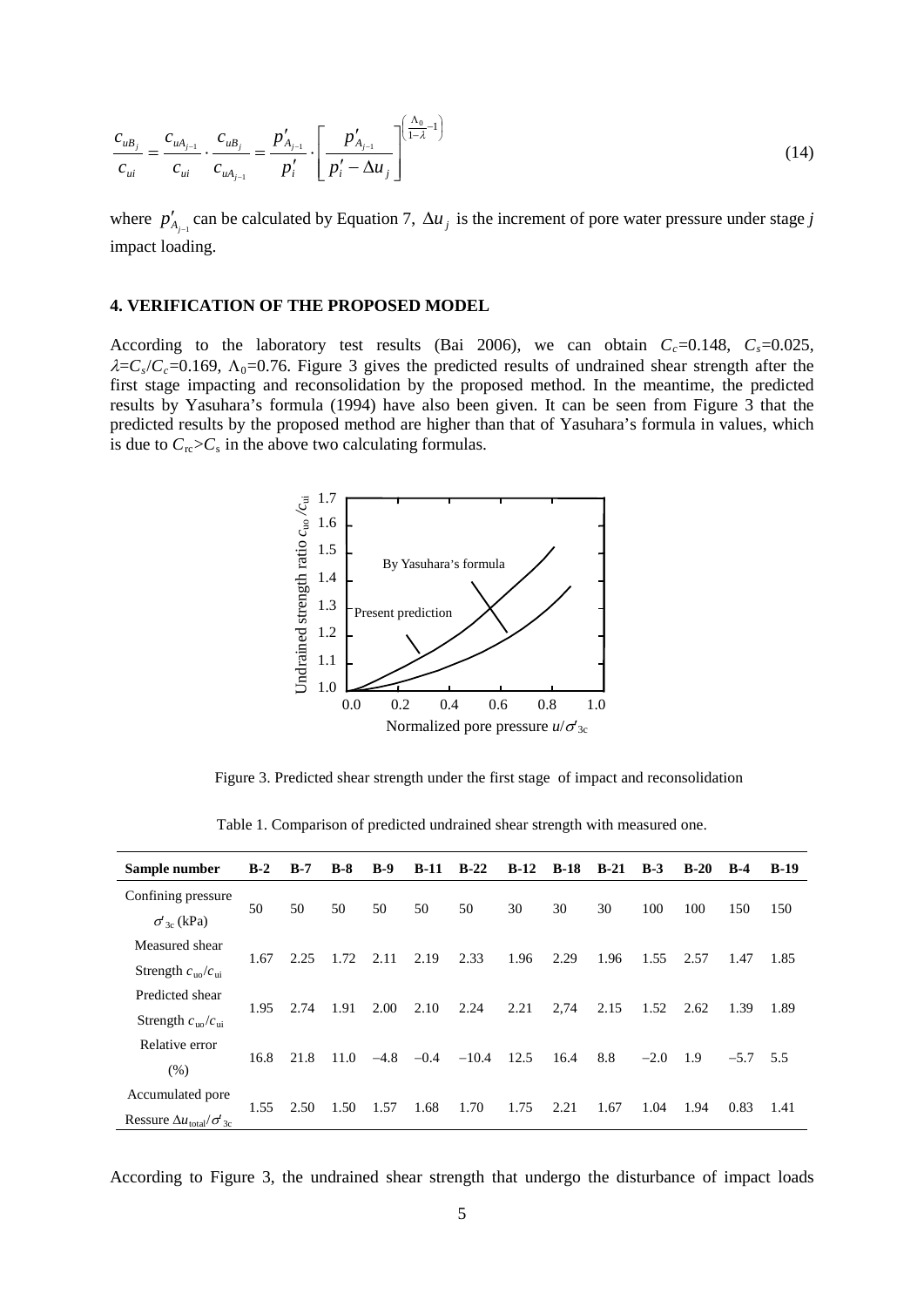$$\frac{c_{uB_j}}{c_{ui}} = \frac{c_{uA_{j-1}}}{c_{ui}} \cdot \frac{c_{uB_j}}{c_{uA_{j-1}}} = \frac{p'_{A_{j-1}}}{p'_i} \cdot \left[ \frac{p'_{A_{j-1}}}{p'_i - \Delta u_j} \right]^{\left(\frac{\Lambda_0}{1-\lambda}-1\right)} \tag{14}$$

where $p'_{A_{j-1}}$ can be calculated by Equation 7, $\Delta u_j$ is the increment of pore water pressure under stage $j$ impact loading.

#### 4. VERIFICATION OF THE PROPOSED MODEL

According to the laboratory test results (Bai 2006), we can obtain $C_c$=0.148, $C_s$=0.025, $\lambda$=$C_s/C_c$=0.169, $\Lambda_0$=0.76. Figure 3 gives the predicted results of undrained shear strength after the first stage impacting and reconsolidation by the proposed method. In the meantime, the predicted results by Yasuhara's formula (1994) have also been given. It can be seen from Figure 3 that the predicted results by the proposed method are higher than that of Yasuhara's formula in values, which is due to $C_{rc}$>$C_s$ in the above two calculating formulas.

Figure 3. Predicted shear strength under the first stage of impact and reconsolidation

Table 1. Comparison of predicted undrained shear strength with measured one.

| Sample number | B-2 | B-7 | B-8 | B-9 | B-11 | B-22 | B-12 | B-18 | B-21 | B-3 | B-20 | B-4 | B-19 |
|---|---|---|---|---|---|---|---|---|---|---|---|---|---|
| Confining pressure $\sigma'_{3c}$ (kPa) | 50 | 50 | 50 | 50 | 50 | 50 | 30 | 30 | 30 | 100 | 100 | 150 | 150 |
| Measured shear Strength $c_{uo}/c_{ui}$ | 1.67 | 2.25 | 1.72 | 2.11 | 2.19 | 2.33 | 1.96 | 2.29 | 1.96 | 1.55 | 2.57 | 1.47 | 1.85 |
| Predicted shear Strength $c_{uo}/c_{ui}$ | 1.95 | 2.74 | 1.91 | 2.00 | 2.10 | 2.24 | 2.21 | 2,74 | 2.15 | 1.52 | 2.62 | 1.39 | 1.89 |
| Relative error (%) | 16.8 | 21.8 | 11.0 | −4.8 | −0.4 | −10.4 | 12.5 | 16.4 | 8.8 | −2.0 | 1.9 | −5.7 | 5.5 |
| Accumulated pore Ressure $\Delta u_{total}/\sigma'_{3c}$ | 1.55 | 2.50 | 1.50 | 1.57 | 1.68 | 1.70 | 1.75 | 2.21 | 1.67 | 1.04 | 1.94 | 0.83 | 1.41 |

According to Figure 3, the undrained shear strength that undergo the disturbance of impact loads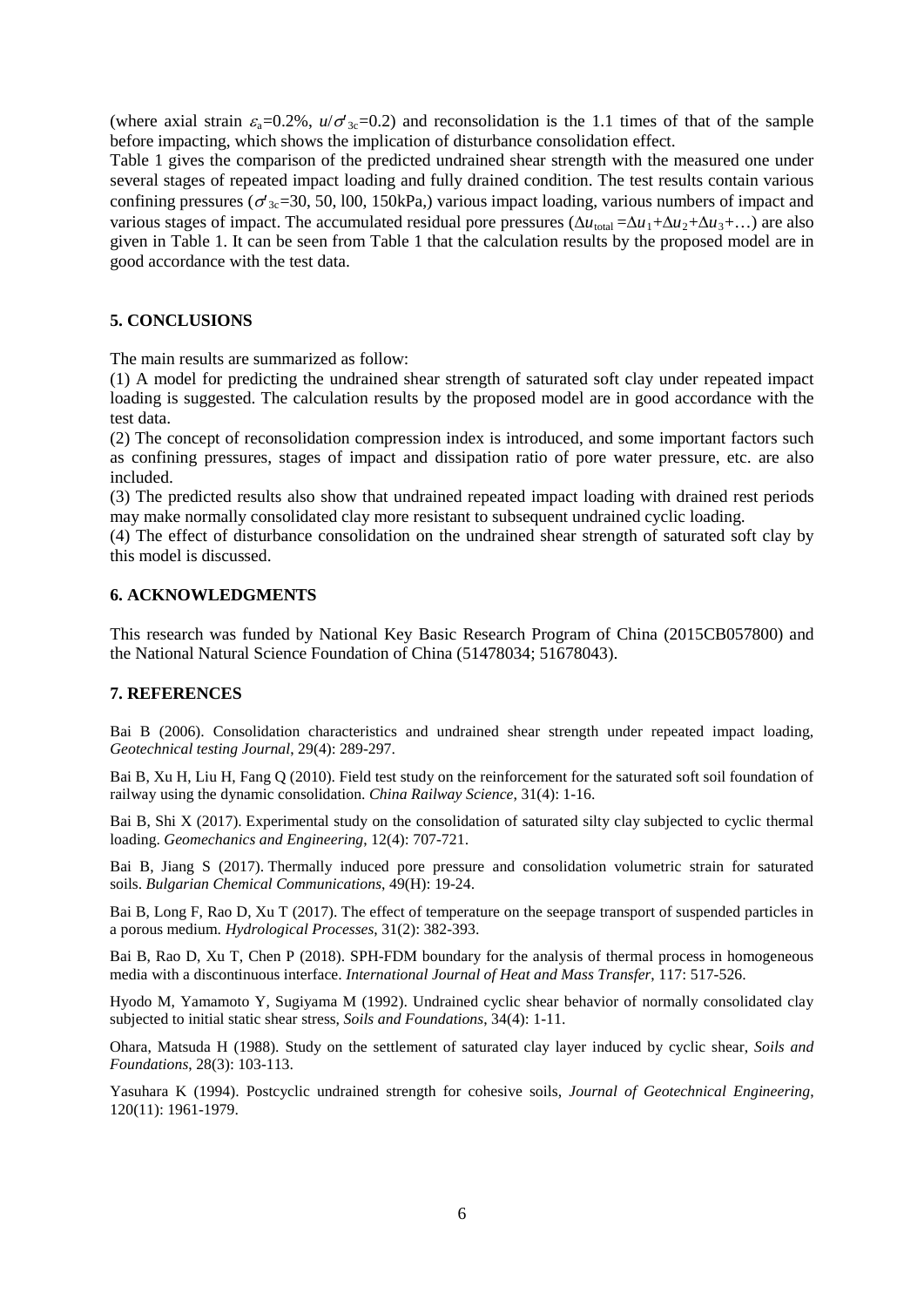(where axial strain $\varepsilon_a$=0.2%, $u/\sigma'_{3c}$=0.2) and reconsolidation is the 1.1 times of that of the sample before impacting, which shows the implication of disturbance consolidation effect.

Table 1 gives the comparison of the predicted undrained shear strength with the measured one under several stages of repeated impact loading and fully drained condition. The test results contain various confining pressures ($\sigma'_{3c}$=30, 50, l00, 150kPa,) various impact loading, various numbers of impact and various stages of impact. The accumulated residual pore pressures ($\Delta u_{total} = \Delta u_1 + \Delta u_2 + \Delta u_3 + \ldots$) are also given in Table 1. It can be seen from Table 1 that the calculation results by the proposed model are in good accordance with the test data.

## 5. CONCLUSIONS

The main results are summarized as follow:

(1) A model for predicting the undrained shear strength of saturated soft clay under repeated impact loading is suggested. The calculation results by the proposed model are in good accordance with the test data.

(2) The concept of reconsolidation compression index is introduced, and some important factors such as confining pressures, stages of impact and dissipation ratio of pore water pressure, etc. are also included.

(3) The predicted results also show that undrained repeated impact loading with drained rest periods may make normally consolidated clay more resistant to subsequent undrained cyclic loading.

(4) The effect of disturbance consolidation on the undrained shear strength of saturated soft clay by this model is discussed.

## 6. ACKNOWLEDGMENTS

This research was funded by National Key Basic Research Program of China (2015CB057800) and the National Natural Science Foundation of China (51478034; 51678043).

## 7. REFERENCES

Bai B (2006). Consolidation characteristics and undrained shear strength under repeated impact loading, *Geotechnical testing Journal*, 29(4): 289-297.

Bai B, Xu H, Liu H, Fang Q (2010). Field test study on the reinforcement for the saturated soft soil foundation of railway using the dynamic consolidation. *China Railway Science*, 31(4): 1-16.

Bai B, Shi X (2017). Experimental study on the consolidation of saturated silty clay subjected to cyclic thermal loading. *Geomechanics and Engineering*, 12(4): 707-721.

Bai B, Jiang S (2017). Thermally induced pore pressure and consolidation volumetric strain for saturated soils. *Bulgarian Chemical Communications*, 49(H): 19-24.

Bai B, Long F, Rao D, Xu T (2017). The effect of temperature on the seepage transport of suspended particles in a porous medium. *Hydrological Processes*, 31(2): 382-393.

Bai B, Rao D, Xu T, Chen P (2018). SPH-FDM boundary for the analysis of thermal process in homogeneous media with a discontinuous interface. *International Journal of Heat and Mass Transfer*, 117: 517-526.

Hyodo M, Yamamoto Y, Sugiyama M (1992). Undrained cyclic shear behavior of normally consolidated clay subjected to initial static shear stress, *Soils and Foundations*, 34(4): 1-11.

Ohara, Matsuda H (1988). Study on the settlement of saturated clay layer induced by cyclic shear, *Soils and Foundations*, 28(3): 103-113.

Yasuhara K (1994). Postcyclic undrained strength for cohesive soils, *Journal of Geotechnical Engineering*, 120(11): 1961-1979.